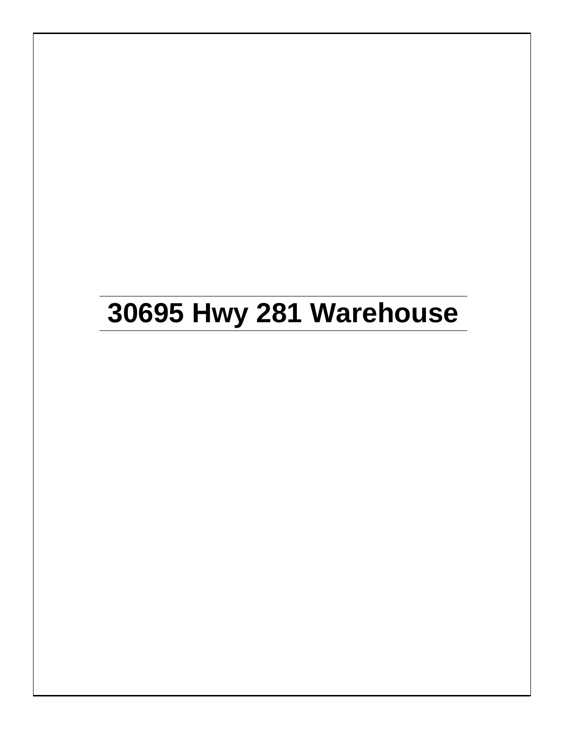# 30695 Hwy 281 Warehouse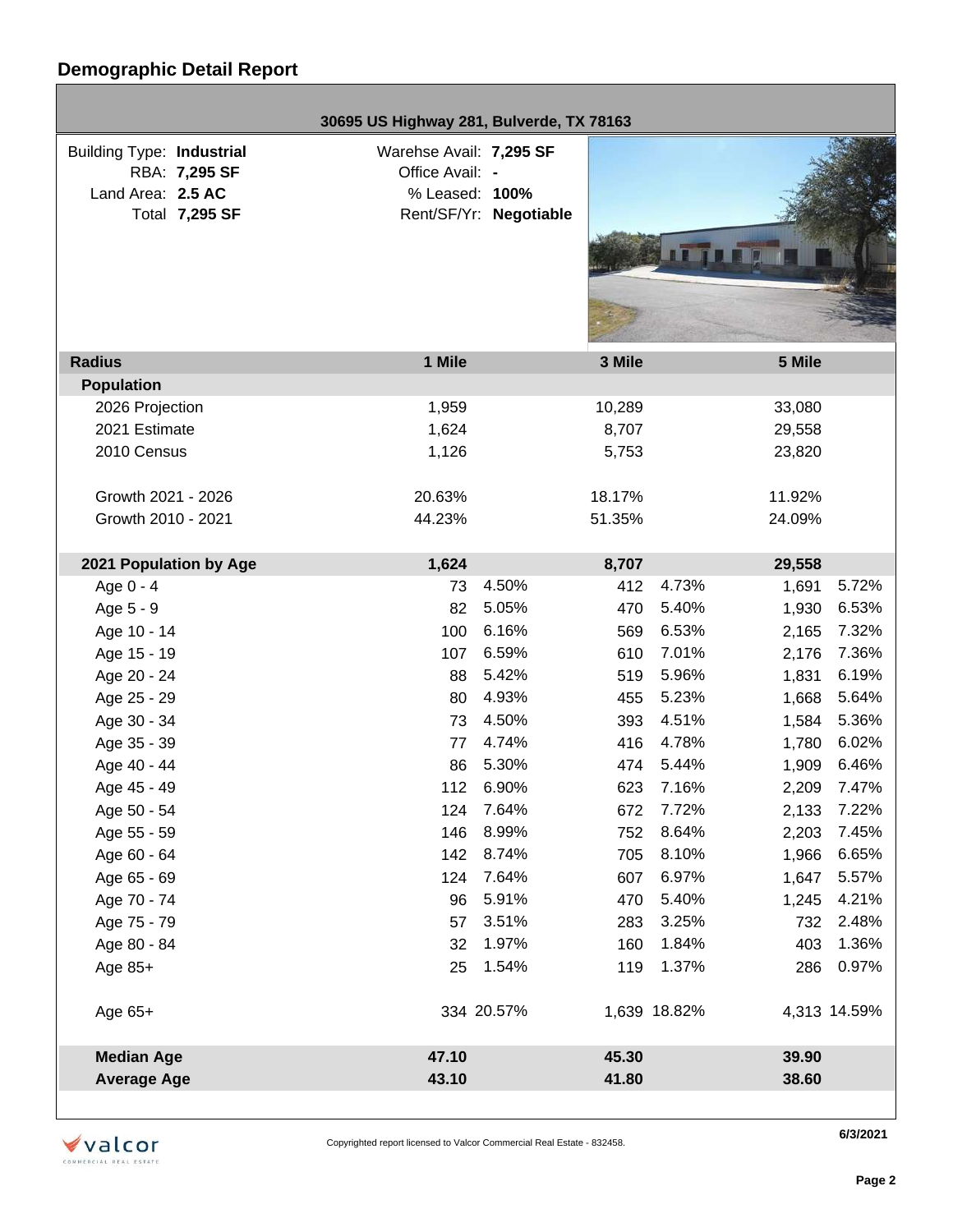## Demographic Detail Report

**30695 US Highway 281, Bulverde, TX 78163**

| | | | |
|---|---|---|---|
| Building Type: | **Industrial** | Warehse Avail: | **7,295 SF** |
| RBA: | **7,295 SF** | Office Avail: | **-** |
| Land Area: | **2.5 AC** | % Leased: | **100%** |
| Total | **7,295 SF** | Rent/SF/Yr: | **Negotiable** |

| **Radius** | **1 Mile** | | **3 Mile** | | **5 Mile** | |
|---|---|---|---|---|---|---|
| **Population** | | | | | | |
| 2026 Projection | 1,959 | | 10,289 | | 33,080 | |
| 2021 Estimate | 1,624 | | 8,707 | | 29,558 | |
| 2010 Census | 1,126 | | 5,753 | | 23,820 | |
| Growth 2021 - 2026 | 20.63% | | 18.17% | | 11.92% | |
| Growth 2010 - 2021 | 44.23% | | 51.35% | | 24.09% | |
| **2021 Population by Age** | **1,624** | | **8,707** | | **29,558** | |
| Age 0 - 4 | 73 | 4.50% | 412 | 4.73% | 1,691 | 5.72% |
| Age 5 - 9 | 82 | 5.05% | 470 | 5.40% | 1,930 | 6.53% |
| Age 10 - 14 | 100 | 6.16% | 569 | 6.53% | 2,165 | 7.32% |
| Age 15 - 19 | 107 | 6.59% | 610 | 7.01% | 2,176 | 7.36% |
| Age 20 - 24 | 88 | 5.42% | 519 | 5.96% | 1,831 | 6.19% |
| Age 25 - 29 | 80 | 4.93% | 455 | 5.23% | 1,668 | 5.64% |
| Age 30 - 34 | 73 | 4.50% | 393 | 4.51% | 1,584 | 5.36% |
| Age 35 - 39 | 77 | 4.74% | 416 | 4.78% | 1,780 | 6.02% |
| Age 40 - 44 | 86 | 5.30% | 474 | 5.44% | 1,909 | 6.46% |
| Age 45 - 49 | 112 | 6.90% | 623 | 7.16% | 2,209 | 7.47% |
| Age 50 - 54 | 124 | 7.64% | 672 | 7.72% | 2,133 | 7.22% |
| Age 55 - 59 | 146 | 8.99% | 752 | 8.64% | 2,203 | 7.45% |
| Age 60 - 64 | 142 | 8.74% | 705 | 8.10% | 1,966 | 6.65% |
| Age 65 - 69 | 124 | 7.64% | 607 | 6.97% | 1,647 | 5.57% |
| Age 70 - 74 | 96 | 5.91% | 470 | 5.40% | 1,245 | 4.21% |
| Age 75 - 79 | 57 | 3.51% | 283 | 3.25% | 732 | 2.48% |
| Age 80 - 84 | 32 | 1.97% | 160 | 1.84% | 403 | 1.36% |
| Age 85+ | 25 | 1.54% | 119 | 1.37% | 286 | 0.97% |
| Age 65+ | 334 | 20.57% | 1,639 | 18.82% | 4,313 | 14.59% |
| **Median Age** | **47.10** | | **45.30** | | **39.90** | |
| **Average Age** | **43.10** | | **41.80** | | **38.60** | |

Copyrighted report licensed to Valcor Commercial Real Estate - 832458.

6/3/2021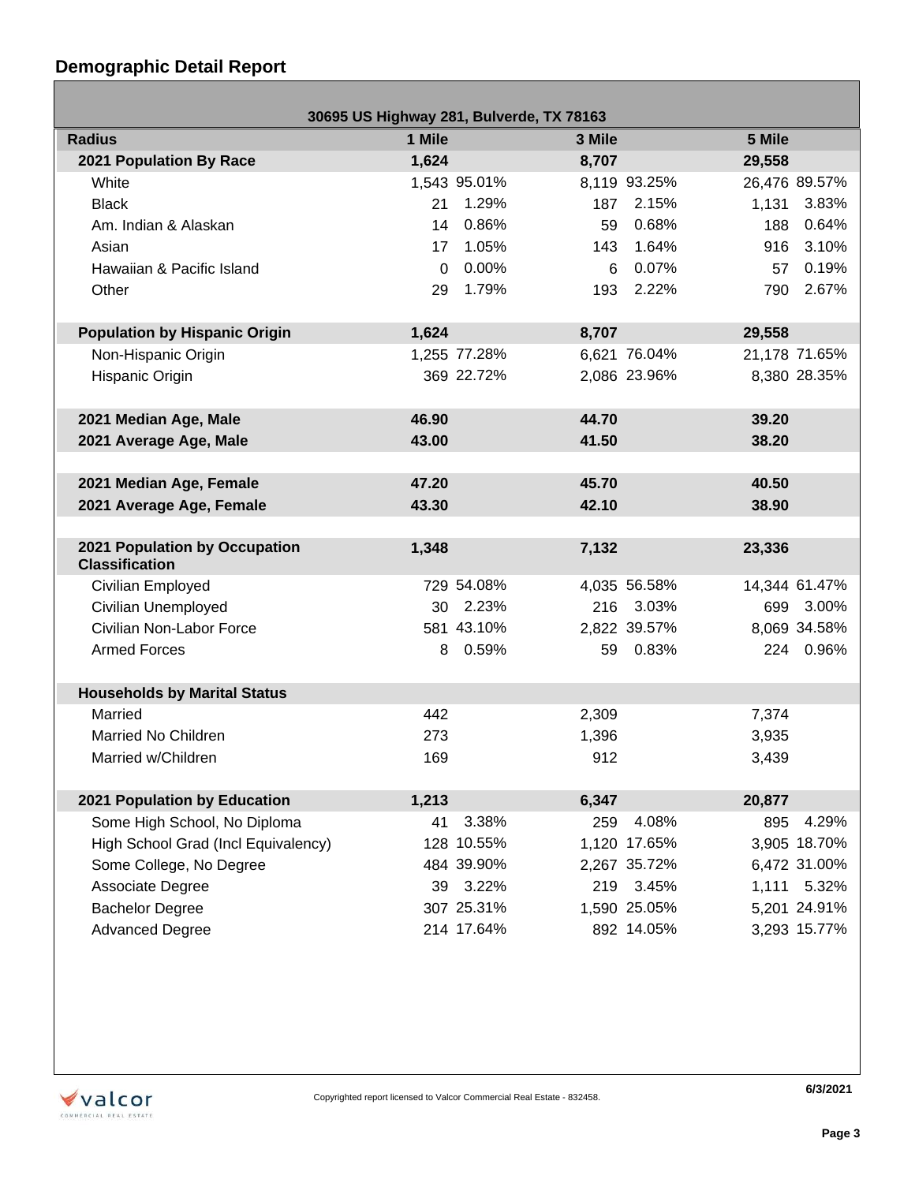## Demographic Detail Report

**30695 US Highway 281, Bulverde, TX 78163**

| Radius | 1 Mile | | 3 Mile | | 5 Mile | |
|---|---|---|---|---|---|---|
| **2021 Population By Race** | **1,624** | | **8,707** | | **29,558** | |
| White | 1,543 | 95.01% | 8,119 | 93.25% | 26,476 | 89.57% |
| Black | 21 | 1.29% | 187 | 2.15% | 1,131 | 3.83% |
| Am. Indian & Alaskan | 14 | 0.86% | 59 | 0.68% | 188 | 0.64% |
| Asian | 17 | 1.05% | 143 | 1.64% | 916 | 3.10% |
| Hawaiian & Pacific Island | 0 | 0.00% | 6 | 0.07% | 57 | 0.19% |
| Other | 29 | 1.79% | 193 | 2.22% | 790 | 2.67% |
| | | | | | | |
| **Population by Hispanic Origin** | **1,624** | | **8,707** | | **29,558** | |
| Non-Hispanic Origin | 1,255 | 77.28% | 6,621 | 76.04% | 21,178 | 71.65% |
| Hispanic Origin | 369 | 22.72% | 2,086 | 23.96% | 8,380 | 28.35% |
| | | | | | | |
| **2021 Median Age, Male** | **46.90** | | **44.70** | | **39.20** | |
| **2021 Average Age, Male** | **43.00** | | **41.50** | | **38.20** | |
| | | | | | | |
| **2021 Median Age, Female** | **47.20** | | **45.70** | | **40.50** | |
| **2021 Average Age, Female** | **43.30** | | **42.10** | | **38.90** | |
| | | | | | | |
| **2021 Population by Occupation Classification** | **1,348** | | **7,132** | | **23,336** | |
| Civilian Employed | 729 | 54.08% | 4,035 | 56.58% | 14,344 | 61.47% |
| Civilian Unemployed | 30 | 2.23% | 216 | 3.03% | 699 | 3.00% |
| Civilian Non-Labor Force | 581 | 43.10% | 2,822 | 39.57% | 8,069 | 34.58% |
| Armed Forces | 8 | 0.59% | 59 | 0.83% | 224 | 0.96% |
| | | | | | | |
| **Households by Marital Status** | | | | | | |
| Married | 442 | | 2,309 | | 7,374 | |
| Married No Children | 273 | | 1,396 | | 3,935 | |
| Married w/Children | 169 | | 912 | | 3,439 | |
| | | | | | | |
| **2021 Population by Education** | **1,213** | | **6,347** | | **20,877** | |
| Some High School, No Diploma | 41 | 3.38% | 259 | 4.08% | 895 | 4.29% |
| High School Grad (Incl Equivalency) | 128 | 10.55% | 1,120 | 17.65% | 3,905 | 18.70% |
| Some College, No Degree | 484 | 39.90% | 2,267 | 35.72% | 6,472 | 31.00% |
| Associate Degree | 39 | 3.22% | 219 | 3.45% | 1,111 | 5.32% |
| Bachelor Degree | 307 | 25.31% | 1,590 | 25.05% | 5,201 | 24.91% |
| Advanced Degree | 214 | 17.64% | 892 | 14.05% | 3,293 | 15.77% |

Copyrighted report licensed to Valcor Commercial Real Estate - 832458.

6/3/2021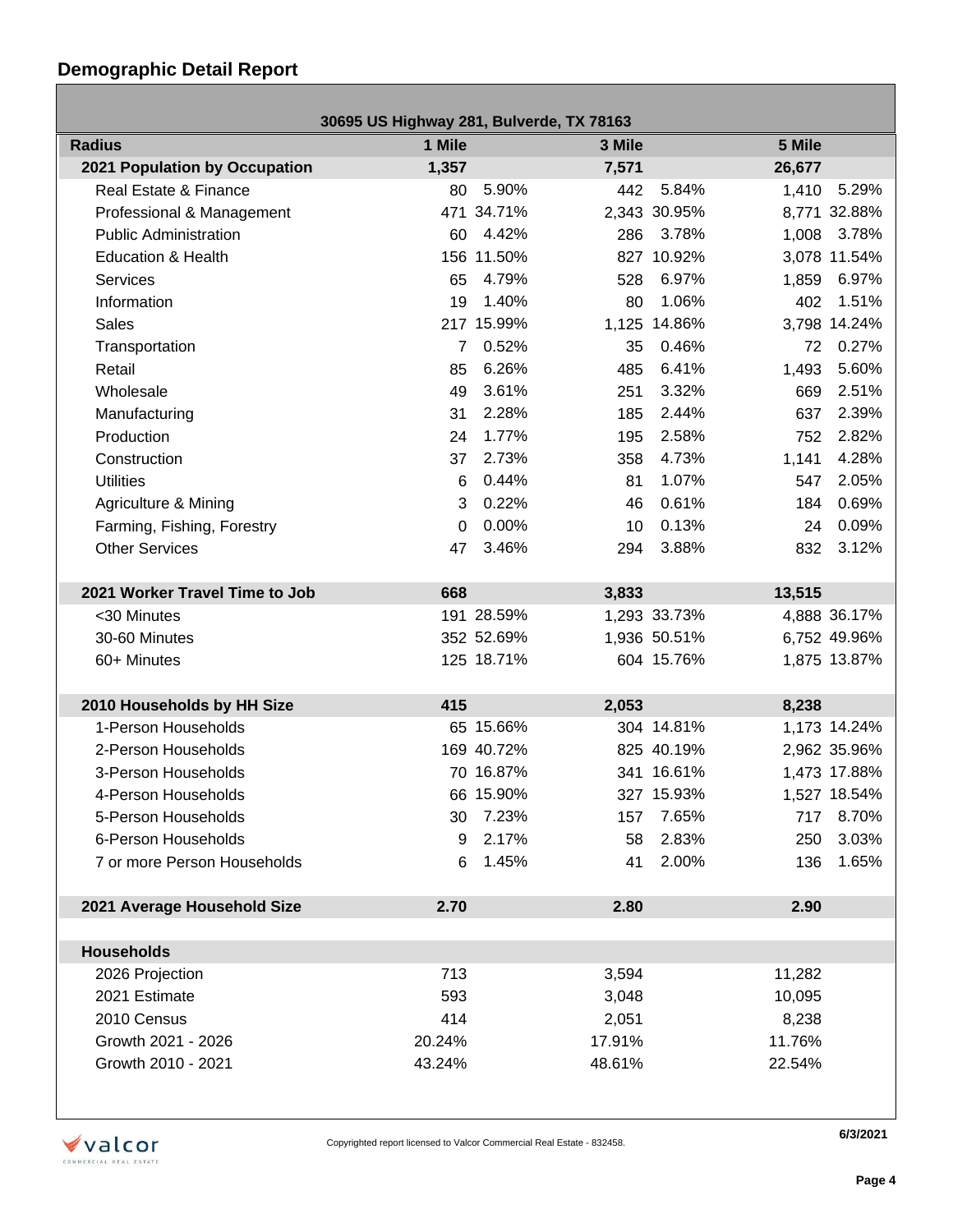## Demographic Detail Report

| 30695 US Highway 281, Bulverde, TX 78163 | | | | | | |
|---|---|---|---|---|---|---|
| **Radius** | **1 Mile** | | **3 Mile** | | **5 Mile** | |
| **2021 Population by Occupation** | **1,357** | | **7,571** | | **26,677** | |
| Real Estate & Finance | 80 | 5.90% | 442 | 5.84% | 1,410 | 5.29% |
| Professional & Management | 471 | 34.71% | 2,343 | 30.95% | 8,771 | 32.88% |
| Public Administration | 60 | 4.42% | 286 | 3.78% | 1,008 | 3.78% |
| Education & Health | 156 | 11.50% | 827 | 10.92% | 3,078 | 11.54% |
| Services | 65 | 4.79% | 528 | 6.97% | 1,859 | 6.97% |
| Information | 19 | 1.40% | 80 | 1.06% | 402 | 1.51% |
| Sales | 217 | 15.99% | 1,125 | 14.86% | 3,798 | 14.24% |
| Transportation | 7 | 0.52% | 35 | 0.46% | 72 | 0.27% |
| Retail | 85 | 6.26% | 485 | 6.41% | 1,493 | 5.60% |
| Wholesale | 49 | 3.61% | 251 | 3.32% | 669 | 2.51% |
| Manufacturing | 31 | 2.28% | 185 | 2.44% | 637 | 2.39% |
| Production | 24 | 1.77% | 195 | 2.58% | 752 | 2.82% |
| Construction | 37 | 2.73% | 358 | 4.73% | 1,141 | 4.28% |
| Utilities | 6 | 0.44% | 81 | 1.07% | 547 | 2.05% |
| Agriculture & Mining | 3 | 0.22% | 46 | 0.61% | 184 | 0.69% |
| Farming, Fishing, Forestry | 0 | 0.00% | 10 | 0.13% | 24 | 0.09% |
| Other Services | 47 | 3.46% | 294 | 3.88% | 832 | 3.12% |
| | | | | | | |
| **2021 Worker Travel Time to Job** | **668** | | **3,833** | | **13,515** | |
| <30 Minutes | 191 | 28.59% | 1,293 | 33.73% | 4,888 | 36.17% |
| 30-60 Minutes | 352 | 52.69% | 1,936 | 50.51% | 6,752 | 49.96% |
| 60+ Minutes | 125 | 18.71% | 604 | 15.76% | 1,875 | 13.87% |
| | | | | | | |
| **2010 Households by HH Size** | **415** | | **2,053** | | **8,238** | |
| 1-Person Households | 65 | 15.66% | 304 | 14.81% | 1,173 | 14.24% |
| 2-Person Households | 169 | 40.72% | 825 | 40.19% | 2,962 | 35.96% |
| 3-Person Households | 70 | 16.87% | 341 | 16.61% | 1,473 | 17.88% |
| 4-Person Households | 66 | 15.90% | 327 | 15.93% | 1,527 | 18.54% |
| 5-Person Households | 30 | 7.23% | 157 | 7.65% | 717 | 8.70% |
| 6-Person Households | 9 | 2.17% | 58 | 2.83% | 250 | 3.03% |
| 7 or more Person Households | 6 | 1.45% | 41 | 2.00% | 136 | 1.65% |
| | | | | | | |
| **2021 Average Household Size** | **2.70** | | **2.80** | | **2.90** | |
| | | | | | | |
| **Households** | | | | | | |
| 2026 Projection | 713 | | 3,594 | | 11,282 | |
| 2021 Estimate | 593 | | 3,048 | | 10,095 | |
| 2010 Census | 414 | | 2,051 | | 8,238 | |
| Growth 2021 - 2026 | 20.24% | | 17.91% | | 11.76% | |
| Growth 2010 - 2021 | 43.24% | | 48.61% | | 22.54% | |

Copyrighted report licensed to Valcor Commercial Real Estate - 832458.

6/3/2021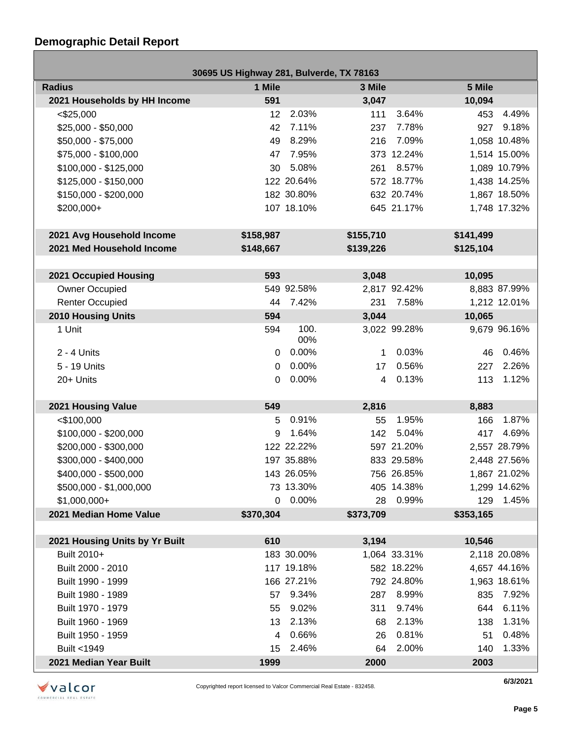## Demographic Detail Report

| 30695 US Highway 281, Bulverde, TX 78163 | | | | | | |
|---|---|---|---|---|---|---|
| **Radius** | **1 Mile** | | **3 Mile** | | **5 Mile** | |
| **2021 Households by HH Income** | **591** | | **3,047** | | **10,094** | |
| <$25,000 | 12 | 2.03% | 111 | 3.64% | 453 | 4.49% |
| $25,000 - $50,000 | 42 | 7.11% | 237 | 7.78% | 927 | 9.18% |
| $50,000 - $75,000 | 49 | 8.29% | 216 | 7.09% | 1,058 | 10.48% |
| $75,000 - $100,000 | 47 | 7.95% | 373 | 12.24% | 1,514 | 15.00% |
| $100,000 - $125,000 | 30 | 5.08% | 261 | 8.57% | 1,089 | 10.79% |
| $125,000 - $150,000 | 122 | 20.64% | 572 | 18.77% | 1,438 | 14.25% |
| $150,000 - $200,000 | 182 | 30.80% | 632 | 20.74% | 1,867 | 18.50% |
| $200,000+ | 107 | 18.10% | 645 | 21.17% | 1,748 | 17.32% |
| | | | | | | |
| **2021 Avg Household Income** | **$158,987** | | **$155,710** | | **$141,499** | |
| **2021 Med Household Income** | **$148,667** | | **$139,226** | | **$125,104** | |
| | | | | | | |
| **2021 Occupied Housing** | **593** | | **3,048** | | **10,095** | |
| Owner Occupied | 549 | 92.58% | 2,817 | 92.42% | 8,883 | 87.99% |
| Renter Occupied | 44 | 7.42% | 231 | 7.58% | 1,212 | 12.01% |
| **2010 Housing Units** | **594** | | **3,044** | | **10,065** | |
| 1 Unit | 594 | 100.00% | 3,022 | 99.28% | 9,679 | 96.16% |
| 2 - 4 Units | 0 | 0.00% | 1 | 0.03% | 46 | 0.46% |
| 5 - 19 Units | 0 | 0.00% | 17 | 0.56% | 227 | 2.26% |
| 20+ Units | 0 | 0.00% | 4 | 0.13% | 113 | 1.12% |
| | | | | | | |
| **2021 Housing Value** | **549** | | **2,816** | | **8,883** | |
| <$100,000 | 5 | 0.91% | 55 | 1.95% | 166 | 1.87% |
| $100,000 - $200,000 | 9 | 1.64% | 142 | 5.04% | 417 | 4.69% |
| $200,000 - $300,000 | 122 | 22.22% | 597 | 21.20% | 2,557 | 28.79% |
| $300,000 - $400,000 | 197 | 35.88% | 833 | 29.58% | 2,448 | 27.56% |
| $400,000 - $500,000 | 143 | 26.05% | 756 | 26.85% | 1,867 | 21.02% |
| $500,000 - $1,000,000 | 73 | 13.30% | 405 | 14.38% | 1,299 | 14.62% |
| $1,000,000+ | 0 | 0.00% | 28 | 0.99% | 129 | 1.45% |
| **2021 Median Home Value** | **$370,304** | | **$373,709** | | **$353,165** | |
| | | | | | | |
| **2021 Housing Units by Yr Built** | **610** | | **3,194** | | **10,546** | |
| Built 2010+ | 183 | 30.00% | 1,064 | 33.31% | 2,118 | 20.08% |
| Built 2000 - 2010 | 117 | 19.18% | 582 | 18.22% | 4,657 | 44.16% |
| Built 1990 - 1999 | 166 | 27.21% | 792 | 24.80% | 1,963 | 18.61% |
| Built 1980 - 1989 | 57 | 9.34% | 287 | 8.99% | 835 | 7.92% |
| Built 1970 - 1979 | 55 | 9.02% | 311 | 9.74% | 644 | 6.11% |
| Built 1960 - 1969 | 13 | 2.13% | 68 | 2.13% | 138 | 1.31% |
| Built 1950 - 1959 | 4 | 0.66% | 26 | 0.81% | 51 | 0.48% |
| Built <1949 | 15 | 2.46% | 64 | 2.00% | 140 | 1.33% |
| **2021 Median Year Built** | **1999** | | **2000** | | **2003** | |

Copyrighted report licensed to Valcor Commercial Real Estate - 832458.

**6/3/2021**